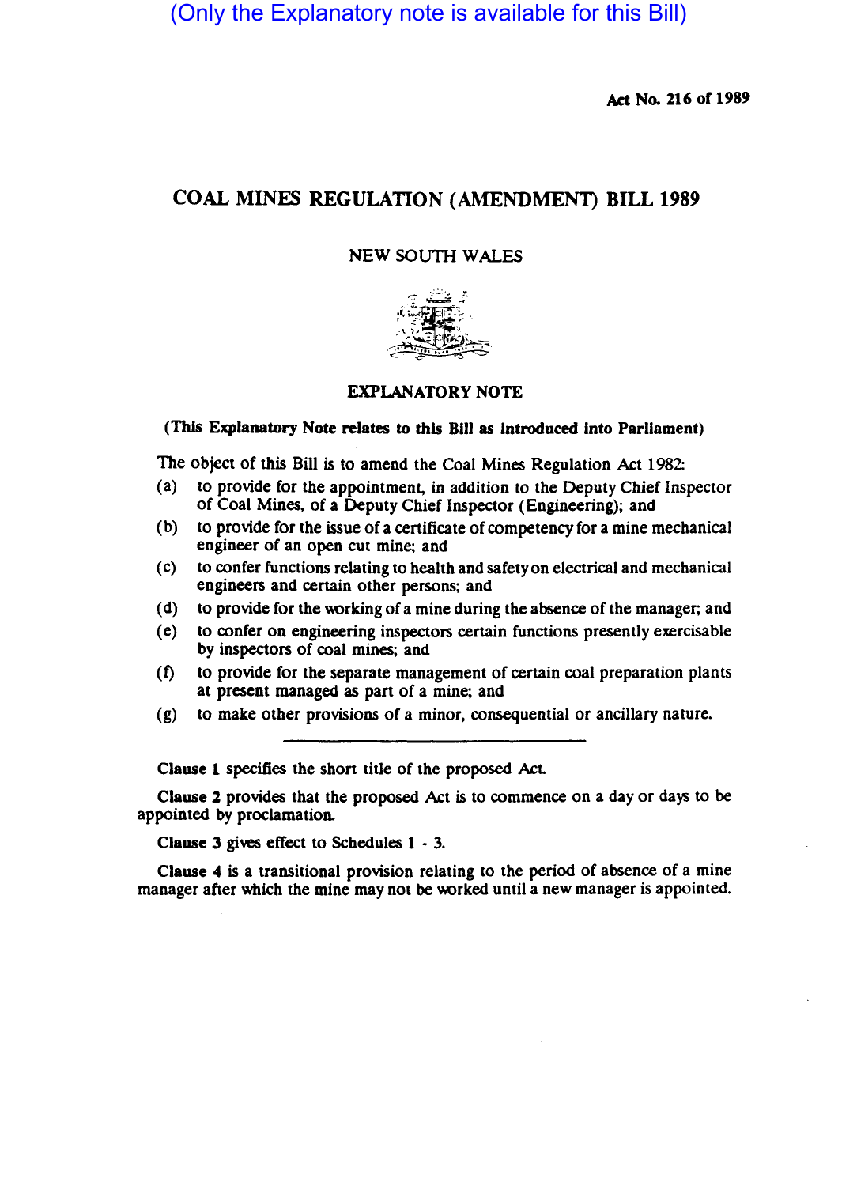(Only the Explanatory note is available for this Bill)

**Act No. 216 of 1989**

# COAL MINES REGULATION (AMENDMENT) BILL 1989

NEW SOUTH WALES

## EXPLANATORY NOTE

**(This Explanatory Note relates to this Bill as introduced into Parliament)**

The object of this Bill is to amend the Coal Mines Regulation Act 1982:

(a) to provide for the appointment, in addition to the Deputy Chief Inspector of Coal Mines, of a Deputy Chief Inspector (Engineering); and

(b) to provide for the issue of a certificate of competency for a mine mechanical engineer of an open cut mine; and

(c) to confer functions relating to health and safety on electrical and mechanical engineers and certain other persons; and

(d) to provide for the working of a mine during the absence of the manager; and

(e) to confer on engineering inspectors certain functions presently exercisable by inspectors of coal mines; and

(f) to provide for the separate management of certain coal preparation plants at present managed as part of a mine; and

(g) to make other provisions of a minor, consequential or ancillary nature.

---

**Clause 1** specifies the short title of the proposed Act.

**Clause 2** provides that the proposed Act is to commence on a day or days to be appointed by proclamation.

**Clause 3** gives effect to Schedules 1 - 3.

**Clause 4** is a transitional provision relating to the period of absence of a mine manager after which the mine may not be worked until a new manager is appointed.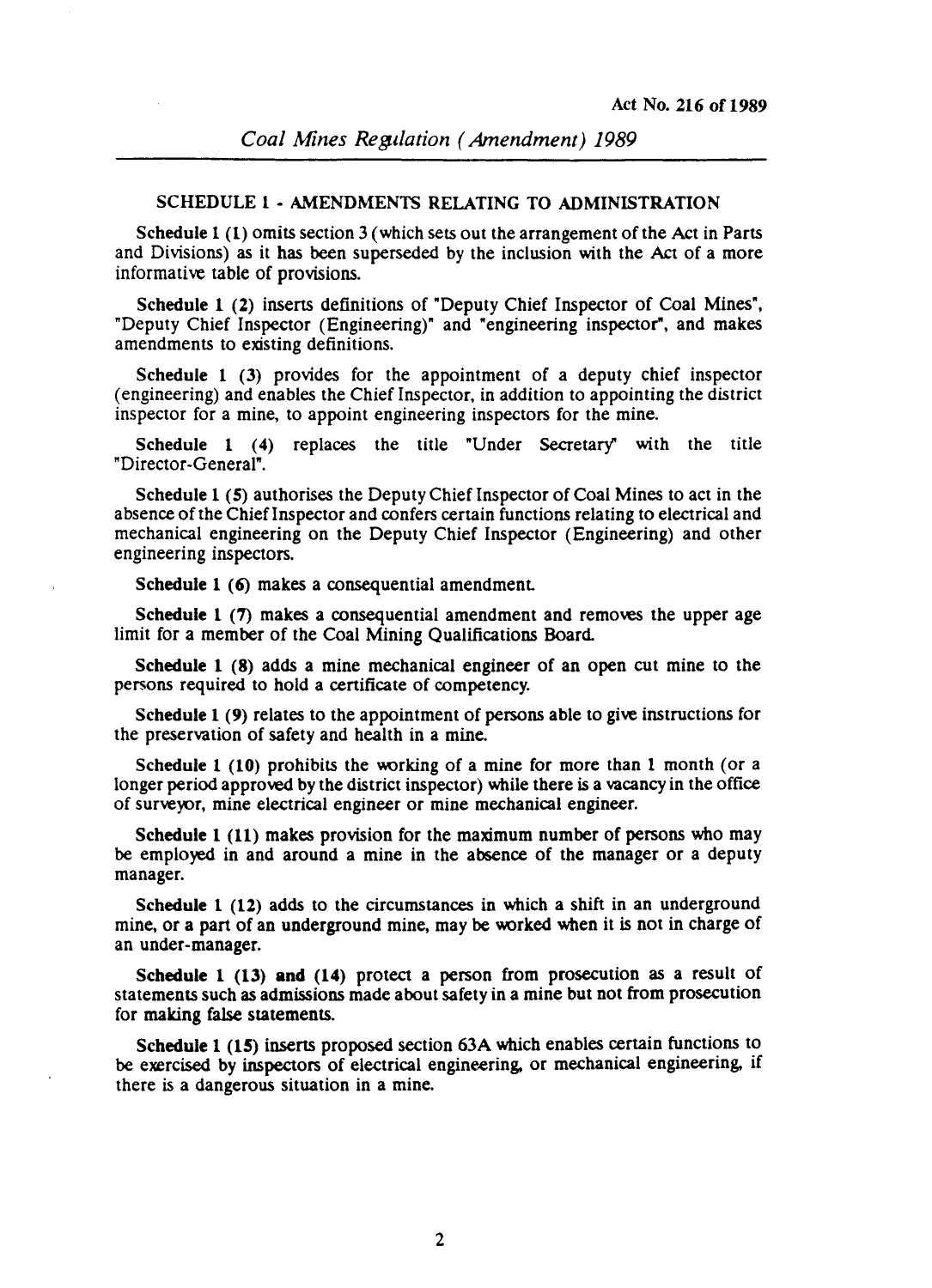## SCHEDULE 1 - AMENDMENTS RELATING TO ADMINISTRATION

**Schedule 1 (1)** omits section 3 (which sets out the arrangement of the Act in Parts and Divisions) as it has been superseded by the inclusion with the Act of a more informative table of provisions.

**Schedule 1 (2)** inserts definitions of "Deputy Chief Inspector of Coal Mines", "Deputy Chief Inspector (Engineering)" and "engineering inspector", and makes amendments to existing definitions.

**Schedule 1 (3)** provides for the appointment of a deputy chief inspector (engineering) and enables the Chief Inspector, in addition to appointing the district inspector for a mine, to appoint engineering inspectors for the mine.

**Schedule 1 (4)** replaces the title "Under Secretary" with the title "Director-General".

**Schedule 1 (5)** authorises the Deputy Chief Inspector of Coal Mines to act in the absence of the Chief Inspector and confers certain functions relating to electrical and mechanical engineering on the Deputy Chief Inspector (Engineering) and other engineering inspectors.

**Schedule 1 (6)** makes a consequential amendment.

**Schedule 1 (7)** makes a consequential amendment and removes the upper age limit for a member of the Coal Mining Qualifications Board.

**Schedule 1 (8)** adds a mine mechanical engineer of an open cut mine to the persons required to hold a certificate of competency.

**Schedule 1 (9)** relates to the appointment of persons able to give instructions for the preservation of safety and health in a mine.

**Schedule 1 (10)** prohibits the working of a mine for more than 1 month (or a longer period approved by the district inspector) while there is a vacancy in the office of surveyor, mine electrical engineer or mine mechanical engineer.

**Schedule 1 (11)** makes provision for the maximum number of persons who may be employed in and around a mine in the absence of the manager or a deputy manager.

**Schedule 1 (12)** adds to the circumstances in which a shift in an underground mine, or a part of an underground mine, may be worked when it is not in charge of an under-manager.

**Schedule 1 (13) and (14)** protect a person from prosecution as a result of statements such as admissions made about safety in a mine but not from prosecution for making false statements.

**Schedule 1 (15)** inserts proposed section 63A which enables certain functions to be exercised by inspectors of electrical engineering, or mechanical engineering, if there is a dangerous situation in a mine.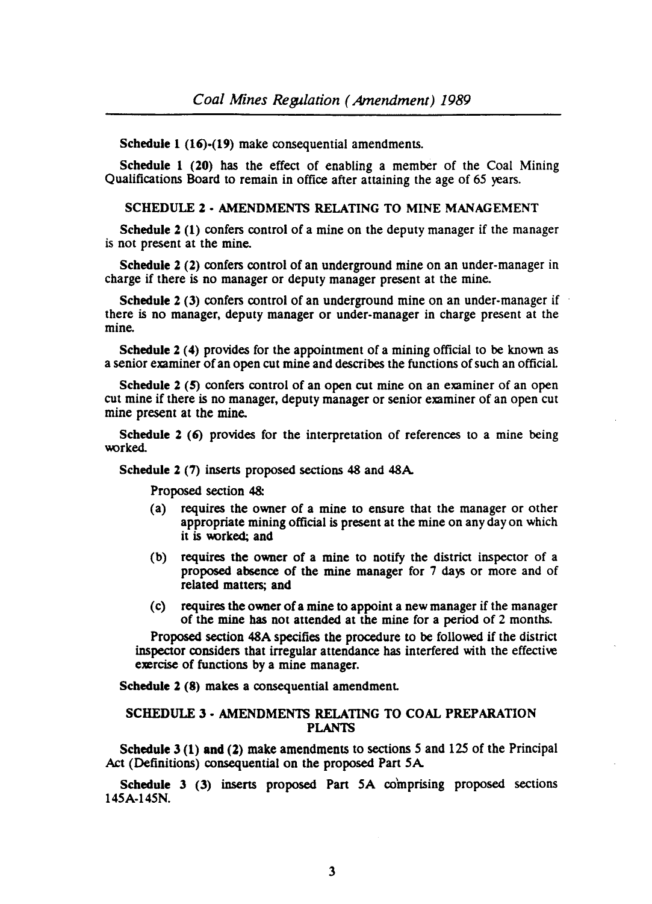**Schedule 1 (16)-(19)** make consequential amendments.

**Schedule 1 (20)** has the effect of enabling a member of the Coal Mining Qualifications Board to remain in office after attaining the age of 65 years.

## SCHEDULE 2 - AMENDMENTS RELATING TO MINE MANAGEMENT

**Schedule 2 (1)** confers control of a mine on the deputy manager if the manager is not present at the mine.

**Schedule 2 (2)** confers control of an underground mine on an under-manager in charge if there is no manager or deputy manager present at the mine.

**Schedule 2 (3)** confers control of an underground mine on an under-manager if there is no manager, deputy manager or under-manager in charge present at the mine.

**Schedule 2 (4)** provides for the appointment of a mining official to be known as a senior examiner of an open cut mine and describes the functions of such an official.

**Schedule 2 (5)** confers control of an open cut mine on an examiner of an open cut mine if there is no manager, deputy manager or senior examiner of an open cut mine present at the mine.

**Schedule 2 (6)** provides for the interpretation of references to a mine being worked.

**Schedule 2 (7)** inserts proposed sections 48 and 48A.

Proposed section 48:

(a) requires the owner of a mine to ensure that the manager or other appropriate mining official is present at the mine on any day on which it is worked; and

(b) requires the owner of a mine to notify the district inspector of a proposed absence of the mine manager for 7 days or more and of related matters; and

(c) requires the owner of a mine to appoint a new manager if the manager of the mine has not attended at the mine for a period of 2 months.

Proposed section 48A specifies the procedure to be followed if the district inspector considers that irregular attendance has interfered with the effective exercise of functions by a mine manager.

**Schedule 2 (8)** makes a consequential amendment.

## SCHEDULE 3 - AMENDMENTS RELATING TO COAL PREPARATION PLANTS

**Schedule 3 (1) and (2)** make amendments to sections 5 and 125 of the Principal Act (Definitions) consequential on the proposed Part 5A.

**Schedule 3 (3)** inserts proposed Part 5A comprising proposed sections 145A-145N.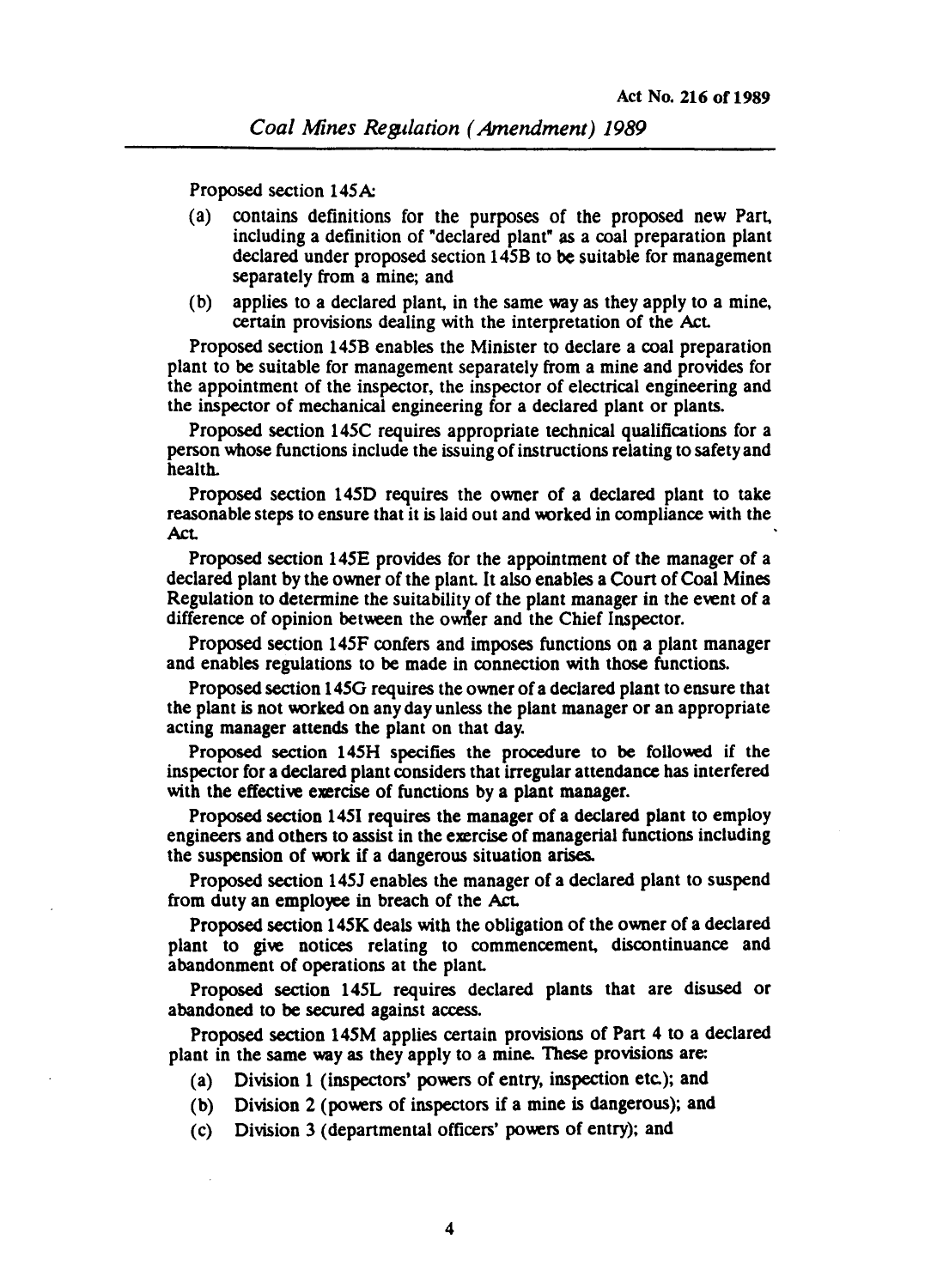Proposed section 145A:

(a) contains definitions for the purposes of the proposed new Part, including a definition of "declared plant" as a coal preparation plant declared under proposed section 145B to be suitable for management separately from a mine; and

(b) applies to a declared plant, in the same way as they apply to a mine, certain provisions dealing with the interpretation of the Act.

Proposed section 145B enables the Minister to declare a coal preparation plant to be suitable for management separately from a mine and provides for the appointment of the inspector, the inspector of electrical engineering and the inspector of mechanical engineering for a declared plant or plants.

Proposed section 145C requires appropriate technical qualifications for a person whose functions include the issuing of instructions relating to safety and health.

Proposed section 145D requires the owner of a declared plant to take reasonable steps to ensure that it is laid out and worked in compliance with the Act.

Proposed section 145E provides for the appointment of the manager of a declared plant by the owner of the plant. It also enables a Court of Coal Mines Regulation to determine the suitability of the plant manager in the event of a difference of opinion between the owner and the Chief Inspector.

Proposed section 145F confers and imposes functions on a plant manager and enables regulations to be made in connection with those functions.

Proposed section 145G requires the owner of a declared plant to ensure that the plant is not worked on any day unless the plant manager or an appropriate acting manager attends the plant on that day.

Proposed section 145H specifies the procedure to be followed if the inspector for a declared plant considers that irregular attendance has interfered with the effective exercise of functions by a plant manager.

Proposed section 145I requires the manager of a declared plant to employ engineers and others to assist in the exercise of managerial functions including the suspension of work if a dangerous situation arises.

Proposed section 145J enables the manager of a declared plant to suspend from duty an employee in breach of the Act.

Proposed section 145K deals with the obligation of the owner of a declared plant to give notices relating to commencement, discontinuance and abandonment of operations at the plant.

Proposed section 145L requires declared plants that are disused or abandoned to be secured against access.

Proposed section 145M applies certain provisions of Part 4 to a declared plant in the same way as they apply to a mine. These provisions are:

(a) Division 1 (inspectors' powers of entry, inspection etc.); and

(b) Division 2 (powers of inspectors if a mine is dangerous); and

(c) Division 3 (departmental officers' powers of entry); and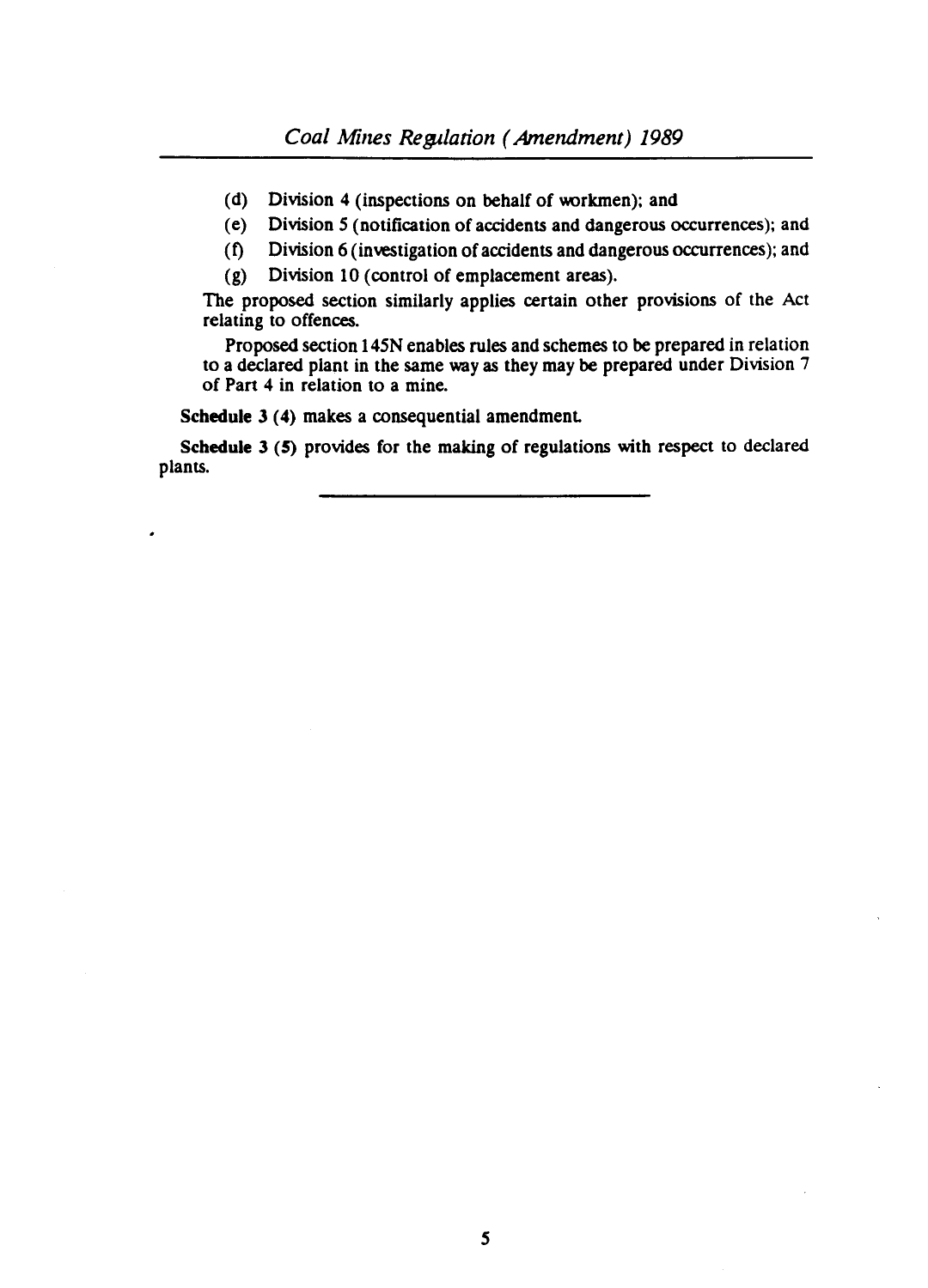(d) Division 4 (inspections on behalf of workmen); and

(e) Division 5 (notification of accidents and dangerous occurrences); and

(f) Division 6 (investigation of accidents and dangerous occurrences); and

(g) Division 10 (control of emplacement areas).

The proposed section similarly applies certain other provisions of the Act relating to offences.

Proposed section 145N enables rules and schemes to be prepared in relation to a declared plant in the same way as they may be prepared under Division 7 of Part 4 in relation to a mine.

**Schedule 3 (4)** makes a consequential amendment.

**Schedule 3 (5)** provides for the making of regulations with respect to declared plants.